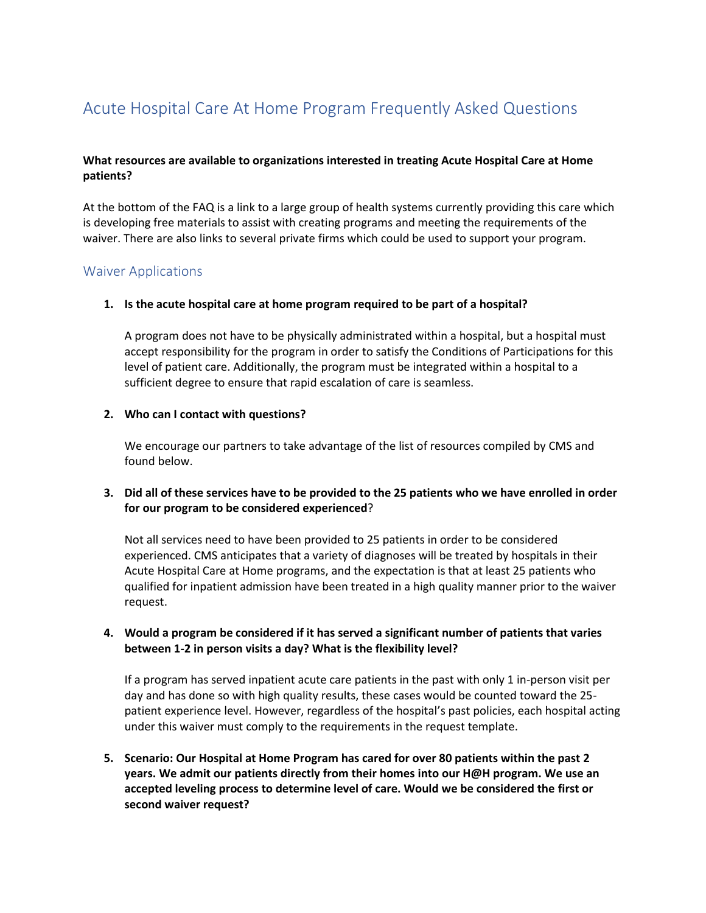# Acute Hospital Care At Home Program Frequently Asked Questions

**What resources are available to organizations interested in treating Acute Hospital Care at Home patients?**

At the bottom of the FAQ is a link to a large group of health systems currently providing this care which is developing free materials to assist with creating programs and meeting the requirements of the waiver. There are also links to several private firms which could be used to support your program.

## Waiver Applications

1. **Is the acute hospital care at home program required to be part of a hospital?**

   A program does not have to be physically administrated within a hospital, but a hospital must accept responsibility for the program in order to satisfy the Conditions of Participations for this level of patient care. Additionally, the program must be integrated within a hospital to a sufficient degree to ensure that rapid escalation of care is seamless.

2. **Who can I contact with questions?**

   We encourage our partners to take advantage of the list of resources compiled by CMS and found below.

3. **Did all of these services have to be provided to the 25 patients who we have enrolled in order for our program to be considered experienced**?

   Not all services need to have been provided to 25 patients in order to be considered experienced. CMS anticipates that a variety of diagnoses will be treated by hospitals in their Acute Hospital Care at Home programs, and the expectation is that at least 25 patients who qualified for inpatient admission have been treated in a high quality manner prior to the waiver request.

4. **Would a program be considered if it has served a significant number of patients that varies between 1-2 in person visits a day? What is the flexibility level?**

   If a program has served inpatient acute care patients in the past with only 1 in-person visit per day and has done so with high quality results, these cases would be counted toward the 25-patient experience level. However, regardless of the hospital's past policies, each hospital acting under this waiver must comply to the requirements in the request template.

5. **Scenario: Our Hospital at Home Program has cared for over 80 patients within the past 2 years. We admit our patients directly from their homes into our H@H program. We use an accepted leveling process to determine level of care. Would we be considered the first or second waiver request?**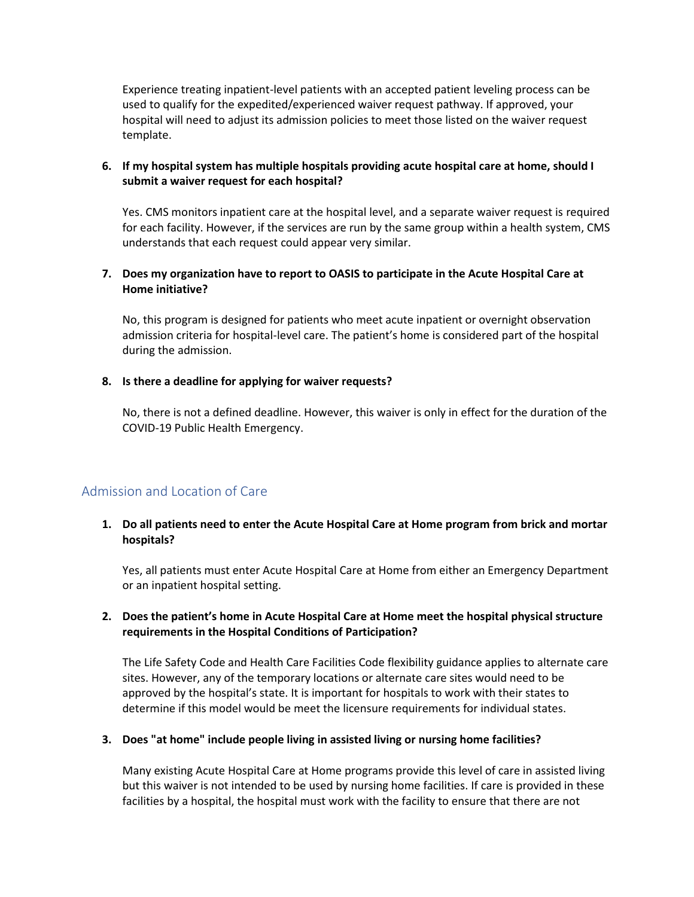Experience treating inpatient-level patients with an accepted patient leveling process can be used to qualify for the expedited/experienced waiver request pathway. If approved, your hospital will need to adjust its admission policies to meet those listed on the waiver request template.

6. **If my hospital system has multiple hospitals providing acute hospital care at home, should I submit a waiver request for each hospital?**

   Yes. CMS monitors inpatient care at the hospital level, and a separate waiver request is required for each facility. However, if the services are run by the same group within a health system, CMS understands that each request could appear very similar.

7. **Does my organization have to report to OASIS to participate in the Acute Hospital Care at Home initiative?**

   No, this program is designed for patients who meet acute inpatient or overnight observation admission criteria for hospital-level care. The patient's home is considered part of the hospital during the admission.

8. **Is there a deadline for applying for waiver requests?**

   No, there is not a defined deadline. However, this waiver is only in effect for the duration of the COVID-19 Public Health Emergency.

## Admission and Location of Care

1. **Do all patients need to enter the Acute Hospital Care at Home program from brick and mortar hospitals?**

   Yes, all patients must enter Acute Hospital Care at Home from either an Emergency Department or an inpatient hospital setting.

2. **Does the patient's home in Acute Hospital Care at Home meet the hospital physical structure requirements in the Hospital Conditions of Participation?**

   The Life Safety Code and Health Care Facilities Code flexibility guidance applies to alternate care sites. However, any of the temporary locations or alternate care sites would need to be approved by the hospital's state. It is important for hospitals to work with their states to determine if this model would be meet the licensure requirements for individual states.

3. **Does "at home" include people living in assisted living or nursing home facilities?**

   Many existing Acute Hospital Care at Home programs provide this level of care in assisted living but this waiver is not intended to be used by nursing home facilities. If care is provided in these facilities by a hospital, the hospital must work with the facility to ensure that there are not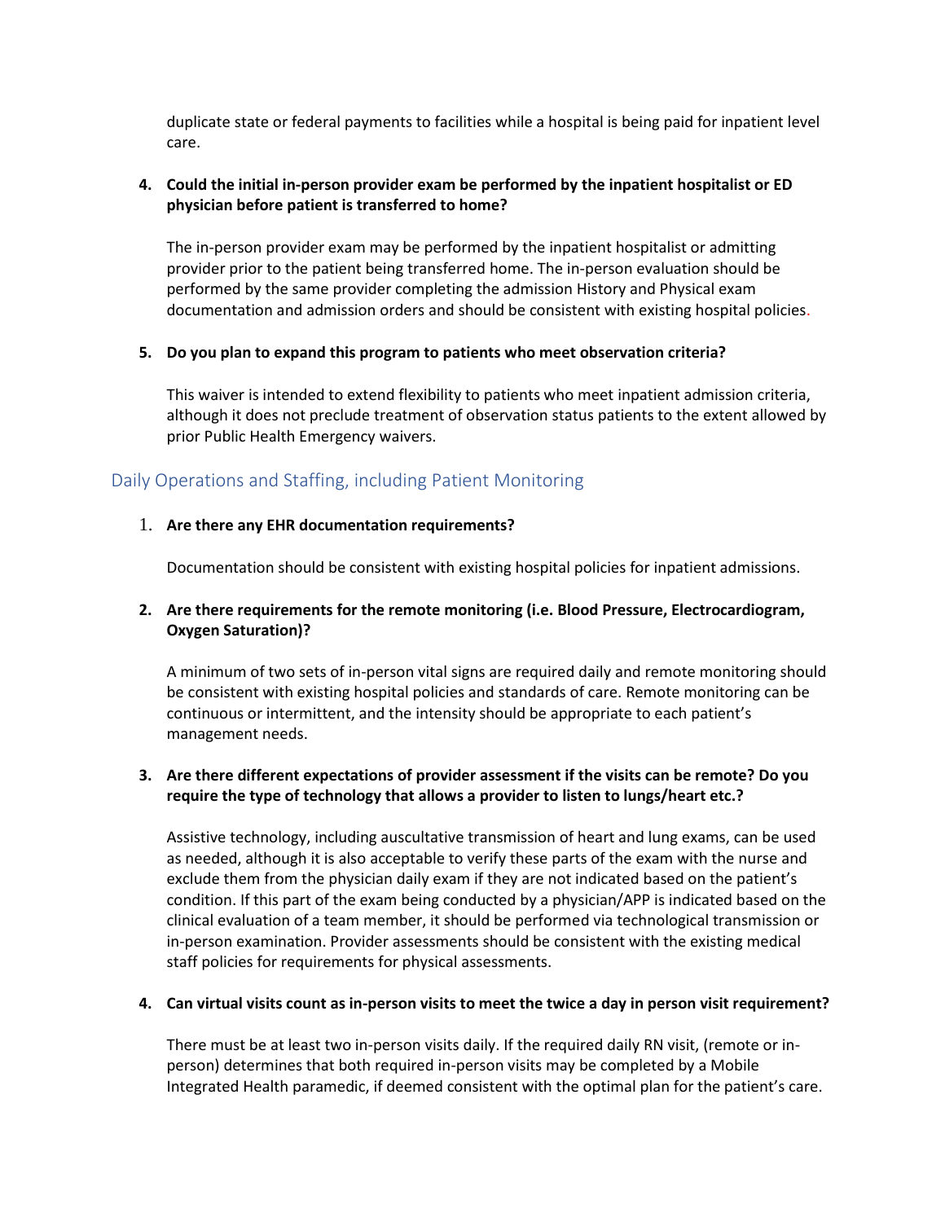duplicate state or federal payments to facilities while a hospital is being paid for inpatient level care.

4. **Could the initial in-person provider exam be performed by the inpatient hospitalist or ED physician before patient is transferred to home?**

   The in-person provider exam may be performed by the inpatient hospitalist or admitting provider prior to the patient being transferred home. The in-person evaluation should be performed by the same provider completing the admission History and Physical exam documentation and admission orders and should be consistent with existing hospital policies.

5. **Do you plan to expand this program to patients who meet observation criteria?**

   This waiver is intended to extend flexibility to patients who meet inpatient admission criteria, although it does not preclude treatment of observation status patients to the extent allowed by prior Public Health Emergency waivers.

## Daily Operations and Staffing, including Patient Monitoring

1. **Are there any EHR documentation requirements?**

   Documentation should be consistent with existing hospital policies for inpatient admissions.

2. **Are there requirements for the remote monitoring (i.e. Blood Pressure, Electrocardiogram, Oxygen Saturation)?**

   A minimum of two sets of in-person vital signs are required daily and remote monitoring should be consistent with existing hospital policies and standards of care. Remote monitoring can be continuous or intermittent, and the intensity should be appropriate to each patient's management needs.

3. **Are there different expectations of provider assessment if the visits can be remote? Do you require the type of technology that allows a provider to listen to lungs/heart etc.?**

   Assistive technology, including auscultative transmission of heart and lung exams, can be used as needed, although it is also acceptable to verify these parts of the exam with the nurse and exclude them from the physician daily exam if they are not indicated based on the patient's condition. If this part of the exam being conducted by a physician/APP is indicated based on the clinical evaluation of a team member, it should be performed via technological transmission or in-person examination. Provider assessments should be consistent with the existing medical staff policies for requirements for physical assessments.

4. **Can virtual visits count as in-person visits to meet the twice a day in person visit requirement?**

   There must be at least two in-person visits daily. If the required daily RN visit, (remote or in-person) determines that both required in-person visits may be completed by a Mobile Integrated Health paramedic, if deemed consistent with the optimal plan for the patient's care.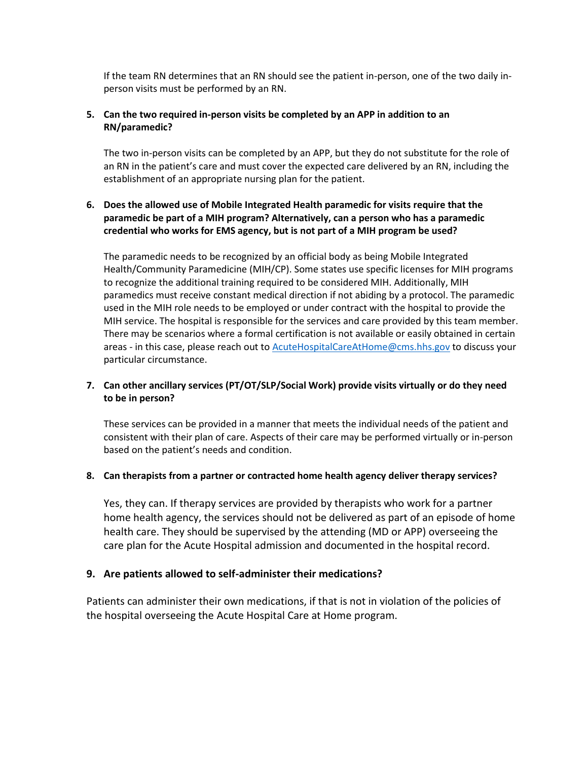If the team RN determines that an RN should see the patient in-person, one of the two daily in-person visits must be performed by an RN.

**5. Can the two required in-person visits be completed by an APP in addition to an RN/paramedic?**

The two in-person visits can be completed by an APP, but they do not substitute for the role of an RN in the patient's care and must cover the expected care delivered by an RN, including the establishment of an appropriate nursing plan for the patient.

**6. Does the allowed use of Mobile Integrated Health paramedic for visits require that the paramedic be part of a MIH program? Alternatively, can a person who has a paramedic credential who works for EMS agency, but is not part of a MIH program be used?**

The paramedic needs to be recognized by an official body as being Mobile Integrated Health/Community Paramedicine (MIH/CP). Some states use specific licenses for MIH programs to recognize the additional training required to be considered MIH. Additionally, MIH paramedics must receive constant medical direction if not abiding by a protocol. The paramedic used in the MIH role needs to be employed or under contract with the hospital to provide the MIH service. The hospital is responsible for the services and care provided by this team member. There may be scenarios where a formal certification is not available or easily obtained in certain areas - in this case, please reach out to AcuteHospitalCareAtHome@cms.hhs.gov to discuss your particular circumstance.

**7. Can other ancillary services (PT/OT/SLP/Social Work) provide visits virtually or do they need to be in person?**

These services can be provided in a manner that meets the individual needs of the patient and consistent with their plan of care. Aspects of their care may be performed virtually or in-person based on the patient's needs and condition.

**8. Can therapists from a partner or contracted home health agency deliver therapy services?**

Yes, they can. If therapy services are provided by therapists who work for a partner home health agency, the services should not be delivered as part of an episode of home health care. They should be supervised by the attending (MD or APP) overseeing the care plan for the Acute Hospital admission and documented in the hospital record.

**9. Are patients allowed to self-administer their medications?**

Patients can administer their own medications, if that is not in violation of the policies of the hospital overseeing the Acute Hospital Care at Home program.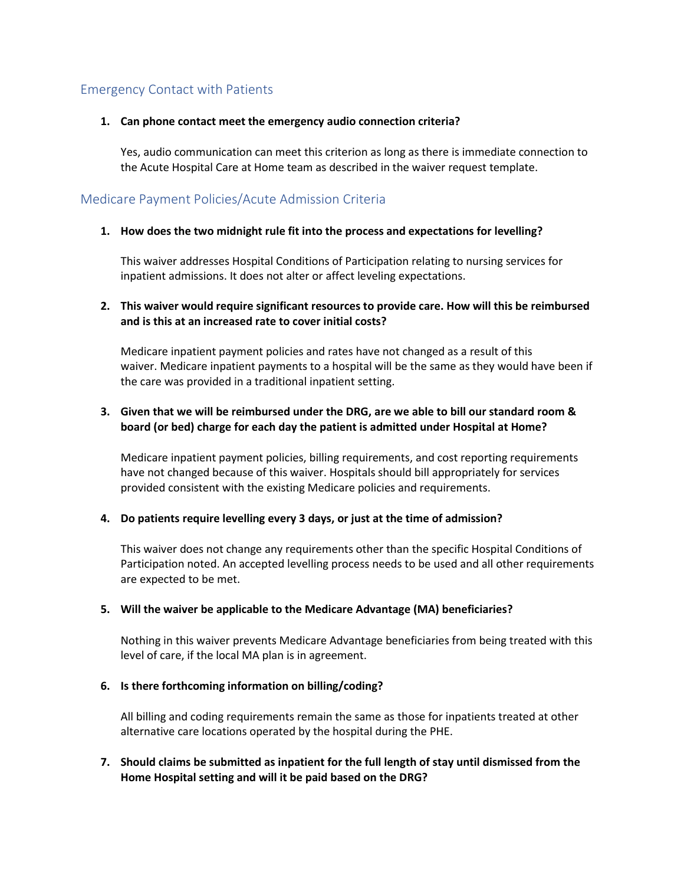## Emergency Contact with Patients

1. **Can phone contact meet the emergency audio connection criteria?**

   Yes, audio communication can meet this criterion as long as there is immediate connection to the Acute Hospital Care at Home team as described in the waiver request template.

## Medicare Payment Policies/Acute Admission Criteria

1. **How does the two midnight rule fit into the process and expectations for levelling?**

   This waiver addresses Hospital Conditions of Participation relating to nursing services for inpatient admissions. It does not alter or affect leveling expectations.

2. **This waiver would require significant resources to provide care. How will this be reimbursed and is this at an increased rate to cover initial costs?**

   Medicare inpatient payment policies and rates have not changed as a result of this waiver. Medicare inpatient payments to a hospital will be the same as they would have been if the care was provided in a traditional inpatient setting.

3. **Given that we will be reimbursed under the DRG, are we able to bill our standard room & board (or bed) charge for each day the patient is admitted under Hospital at Home?**

   Medicare inpatient payment policies, billing requirements, and cost reporting requirements have not changed because of this waiver. Hospitals should bill appropriately for services provided consistent with the existing Medicare policies and requirements.

4. **Do patients require levelling every 3 days, or just at the time of admission?**

   This waiver does not change any requirements other than the specific Hospital Conditions of Participation noted. An accepted levelling process needs to be used and all other requirements are expected to be met.

5. **Will the waiver be applicable to the Medicare Advantage (MA) beneficiaries?**

   Nothing in this waiver prevents Medicare Advantage beneficiaries from being treated with this level of care, if the local MA plan is in agreement.

6. **Is there forthcoming information on billing/coding?**

   All billing and coding requirements remain the same as those for inpatients treated at other alternative care locations operated by the hospital during the PHE.

7. **Should claims be submitted as inpatient for the full length of stay until dismissed from the Home Hospital setting and will it be paid based on the DRG?**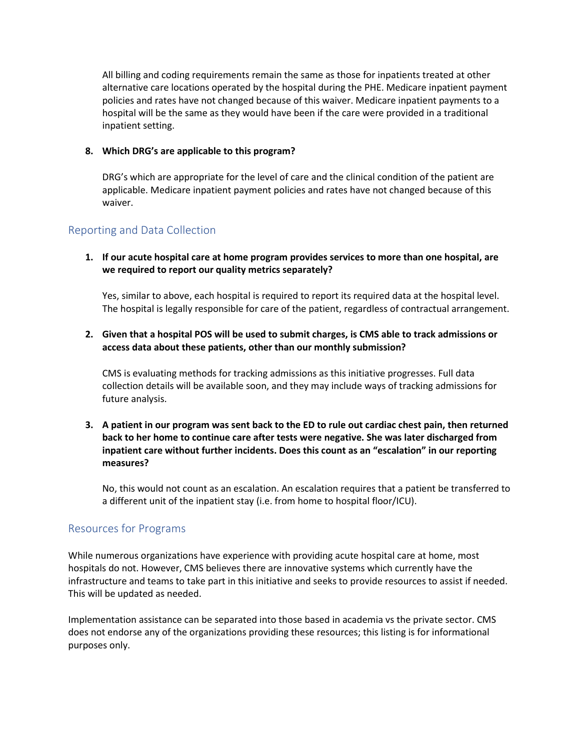All billing and coding requirements remain the same as those for inpatients treated at other alternative care locations operated by the hospital during the PHE. Medicare inpatient payment policies and rates have not changed because of this waiver. Medicare inpatient payments to a hospital will be the same as they would have been if the care were provided in a traditional inpatient setting.

8. **Which DRG's are applicable to this program?**

   DRG's which are appropriate for the level of care and the clinical condition of the patient are applicable. Medicare inpatient payment policies and rates have not changed because of this waiver.

## Reporting and Data Collection

1. **If our acute hospital care at home program provides services to more than one hospital, are we required to report our quality metrics separately?**

   Yes, similar to above, each hospital is required to report its required data at the hospital level. The hospital is legally responsible for care of the patient, regardless of contractual arrangement.

2. **Given that a hospital POS will be used to submit charges, is CMS able to track admissions or access data about these patients, other than our monthly submission?**

   CMS is evaluating methods for tracking admissions as this initiative progresses. Full data collection details will be available soon, and they may include ways of tracking admissions for future analysis.

3. **A patient in our program was sent back to the ED to rule out cardiac chest pain, then returned back to her home to continue care after tests were negative. She was later discharged from inpatient care without further incidents. Does this count as an "escalation" in our reporting measures?**

   No, this would not count as an escalation. An escalation requires that a patient be transferred to a different unit of the inpatient stay (i.e. from home to hospital floor/ICU).

## Resources for Programs

While numerous organizations have experience with providing acute hospital care at home, most hospitals do not. However, CMS believes there are innovative systems which currently have the infrastructure and teams to take part in this initiative and seeks to provide resources to assist if needed. This will be updated as needed.

Implementation assistance can be separated into those based in academia vs the private sector. CMS does not endorse any of the organizations providing these resources; this listing is for informational purposes only.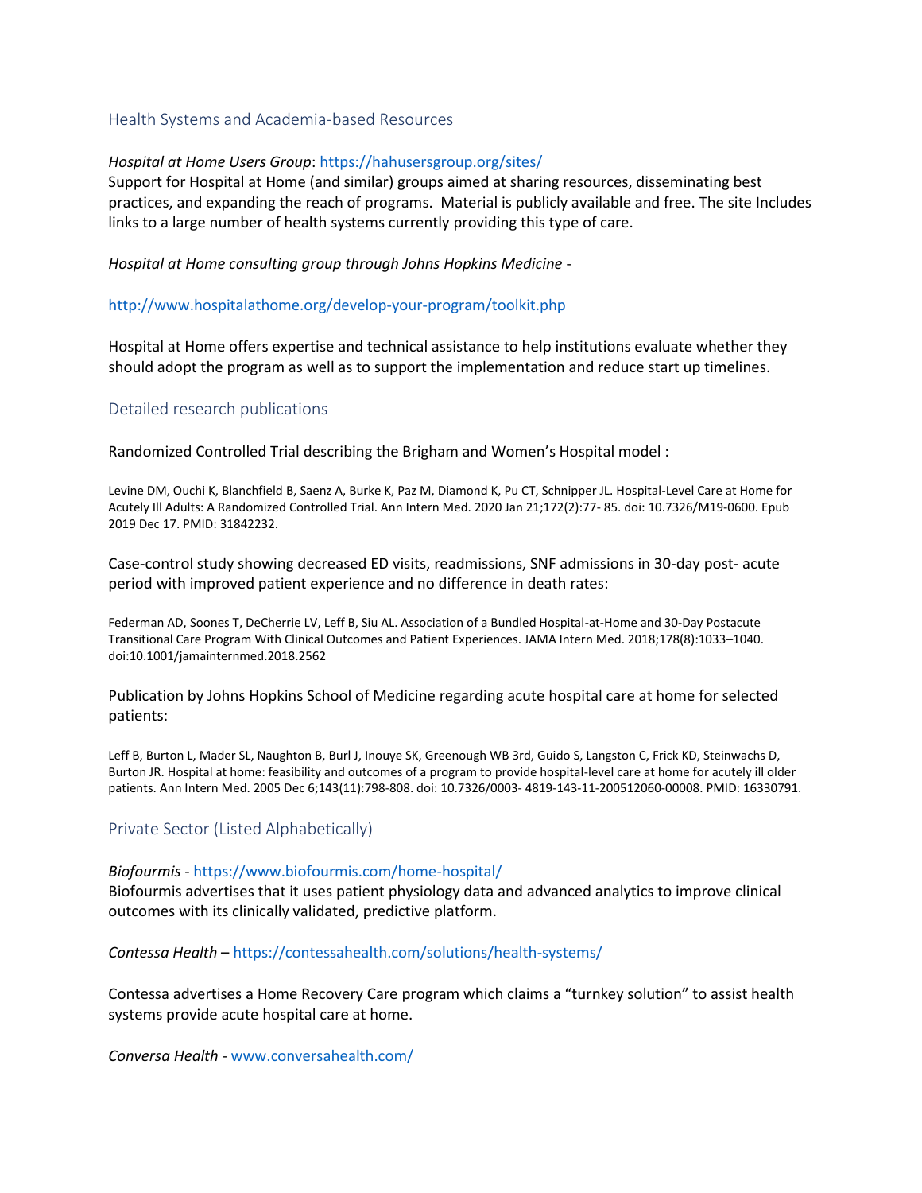## Health Systems and Academia-based Resources

*Hospital at Home Users Group*: https://hahusersgroup.org/sites/
Support for Hospital at Home (and similar) groups aimed at sharing resources, disseminating best practices, and expanding the reach of programs. Material is publicly available and free. The site Includes links to a large number of health systems currently providing this type of care.

*Hospital at Home consulting group through Johns Hopkins Medicine* -

http://www.hospitalathome.org/develop-your-program/toolkit.php

Hospital at Home offers expertise and technical assistance to help institutions evaluate whether they should adopt the program as well as to support the implementation and reduce start up timelines.

## Detailed research publications

Randomized Controlled Trial describing the Brigham and Women's Hospital model :

Levine DM, Ouchi K, Blanchfield B, Saenz A, Burke K, Paz M, Diamond K, Pu CT, Schnipper JL. Hospital-Level Care at Home for Acutely Ill Adults: A Randomized Controlled Trial. Ann Intern Med. 2020 Jan 21;172(2):77- 85. doi: 10.7326/M19-0600. Epub 2019 Dec 17. PMID: 31842232.

Case-control study showing decreased ED visits, readmissions, SNF admissions in 30-day post- acute period with improved patient experience and no difference in death rates:

Federman AD, Soones T, DeCherrie LV, Leff B, Siu AL. Association of a Bundled Hospital-at-Home and 30-Day Postacute Transitional Care Program With Clinical Outcomes and Patient Experiences. JAMA Intern Med. 2018;178(8):1033–1040. doi:10.1001/jamainternmed.2018.2562

Publication by Johns Hopkins School of Medicine regarding acute hospital care at home for selected patients:

Leff B, Burton L, Mader SL, Naughton B, Burl J, Inouye SK, Greenough WB 3rd, Guido S, Langston C, Frick KD, Steinwachs D, Burton JR. Hospital at home: feasibility and outcomes of a program to provide hospital-level care at home for acutely ill older patients. Ann Intern Med. 2005 Dec 6;143(11):798-808. doi: 10.7326/0003- 4819-143-11-200512060-00008. PMID: 16330791.

## Private Sector (Listed Alphabetically)

*Biofourmis* - https://www.biofourmis.com/home-hospital/
Biofourmis advertises that it uses patient physiology data and advanced analytics to improve clinical outcomes with its clinically validated, predictive platform.

*Contessa Health* – https://contessahealth.com/solutions/health-systems/

Contessa advertises a Home Recovery Care program which claims a "turnkey solution" to assist health systems provide acute hospital care at home.

*Conversa Health* - www.conversahealth.com/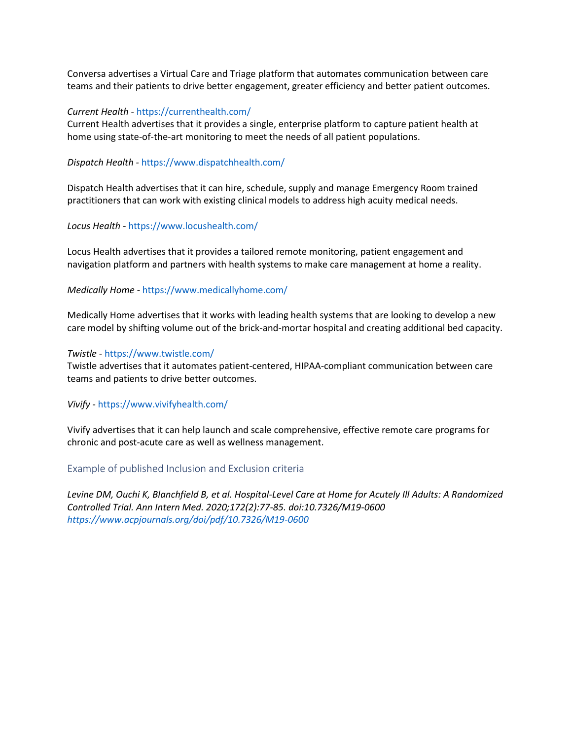Conversa advertises a Virtual Care and Triage platform that automates communication between care teams and their patients to drive better engagement, greater efficiency and better patient outcomes.

*Current Health* - https://currenthealth.com/
Current Health advertises that it provides a single, enterprise platform to capture patient health at home using state-of-the-art monitoring to meet the needs of all patient populations.

*Dispatch Health* - https://www.dispatchhealth.com/

Dispatch Health advertises that it can hire, schedule, supply and manage Emergency Room trained practitioners that can work with existing clinical models to address high acuity medical needs.

*Locus Health* - https://www.locushealth.com/

Locus Health advertises that it provides a tailored remote monitoring, patient engagement and navigation platform and partners with health systems to make care management at home a reality.

*Medically Home* - https://www.medicallyhome.com/

Medically Home advertises that it works with leading health systems that are looking to develop a new care model by shifting volume out of the brick-and-mortar hospital and creating additional bed capacity.

*Twistle* - https://www.twistle.com/
Twistle advertises that it automates patient-centered, HIPAA-compliant communication between care teams and patients to drive better outcomes.

*Vivify* - https://www.vivifyhealth.com/

Vivify advertises that it can help launch and scale comprehensive, effective remote care programs for chronic and post-acute care as well as wellness management.

## Example of published Inclusion and Exclusion criteria

*Levine DM, Ouchi K, Blanchfield B, et al. Hospital-Level Care at Home for Acutely Ill Adults: A Randomized Controlled Trial. Ann Intern Med. 2020;172(2):77-85. doi:10.7326/M19-0600*
*https://www.acpjournals.org/doi/pdf/10.7326/M19-0600*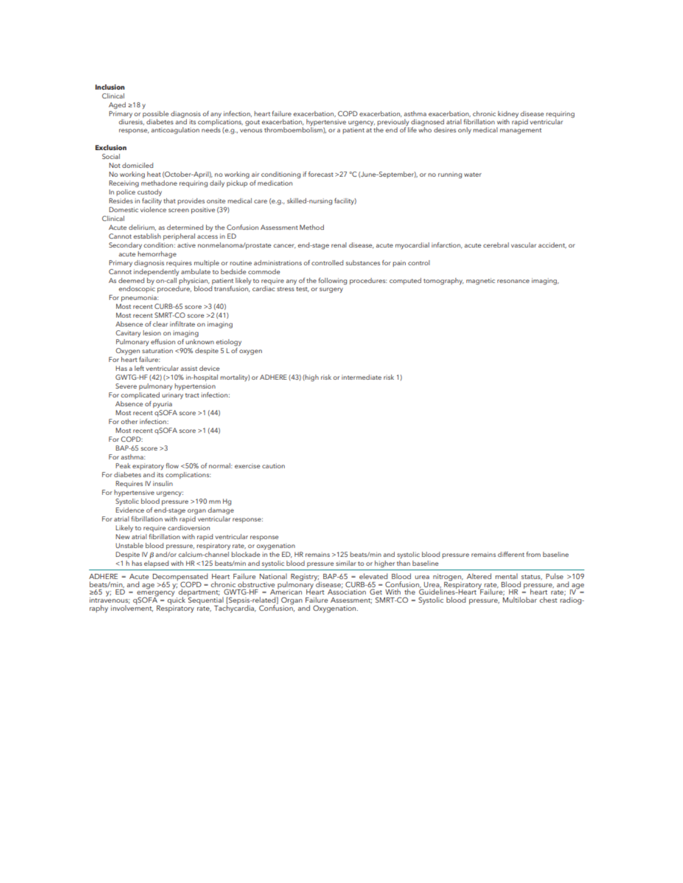**Inclusion**

- Clinical
  - Aged ≥18 y
  - Primary or possible diagnosis of any infection, heart failure exacerbation, COPD exacerbation, asthma exacerbation, chronic kidney disease requiring diuresis, diabetes and its complications, gout exacerbation, hypertensive urgency, previously diagnosed atrial fibrillation with rapid ventricular response, anticoagulation needs (e.g., venous thromboembolism), or a patient at the end of life who desires only medical management

**Exclusion**

- Social
  - Not domiciled
  - No working heat (October–April), no working air conditioning if forecast >27 °C (June–September), or no running water
  - Receiving methadone requiring daily pickup of medication
  - In police custody
  - Resides in facility that provides onsite medical care (e.g., skilled-nursing facility)
  - Domestic violence screen positive (39)
- Clinical
  - Acute delirium, as determined by the Confusion Assessment Method
  - Cannot establish peripheral access in ED
  - Secondary condition: active nonmelanoma/prostate cancer, end-stage renal disease, acute myocardial infarction, acute cerebral vascular accident, or acute hemorrhage
  - Primary diagnosis requires multiple or routine administrations of controlled substances for pain control
  - Cannot independently ambulate to bedside commode
  - As deemed by on-call physician, patient likely to require any of the following procedures: computed tomography, magnetic resonance imaging, endoscopic procedure, blood transfusion, cardiac stress test, or surgery
  - For pneumonia:
    - Most recent CURB-65 score >3 (40)
    - Most recent SMRT-CO score >2 (41)
    - Absence of clear infiltrate on imaging
    - Cavitary lesion on imaging
    - Pulmonary effusion of unknown etiology
    - Oxygen saturation <90% despite 5 L of oxygen
  - For heart failure:
    - Has a left ventricular assist device
    - GWTG-HF (42) (>10% in-hospital mortality) or ADHERE (43) (high risk or intermediate risk 1)
    - Severe pulmonary hypertension
  - For complicated urinary tract infection:
    - Absence of pyuria
    - Most recent qSOFA score >1 (44)
  - For other infection:
    - Most recent qSOFA score >1 (44)
  - For COPD:
    - BAP-65 score >3
  - For asthma:
    - Peak expiratory flow <50% of normal: exercise caution
- For diabetes and its complications:
  - Requires IV insulin
- For hypertensive urgency:
  - Systolic blood pressure >190 mm Hg
  - Evidence of end-stage organ damage
- For atrial fibrillation with rapid ventricular response:
  - Likely to require cardioversion
  - New atrial fibrillation with rapid ventricular response
  - Unstable blood pressure, respiratory rate, or oxygenation
  - Despite IV β and/or calcium-channel blockade in the ED, HR remains >125 beats/min and systolic blood pressure remains different from baseline
  - <1 h has elapsed with HR <125 beats/min and systolic blood pressure similar to or higher than baseline

ADHERE = Acute Decompensated Heart Failure National Registry; BAP-65 = elevated Blood urea nitrogen, Altered mental status, Pulse >109 beats/min, and age >65 y; COPD = chronic obstructive pulmonary disease; CURB-65 = Confusion, Urea, Respiratory rate, Blood pressure, and age ≥65 y; ED = emergency department; GWTG-HF = American Heart Association Get With the Guidelines-Heart Failure; HR = heart rate; IV = intravenous; qSOFA = quick Sequential [Sepsis-related] Organ Failure Assessment; SMRT-CO = Systolic blood pressure, Multilobar chest radiography involvement, Respiratory rate, Tachycardia, Confusion, and Oxygenation.